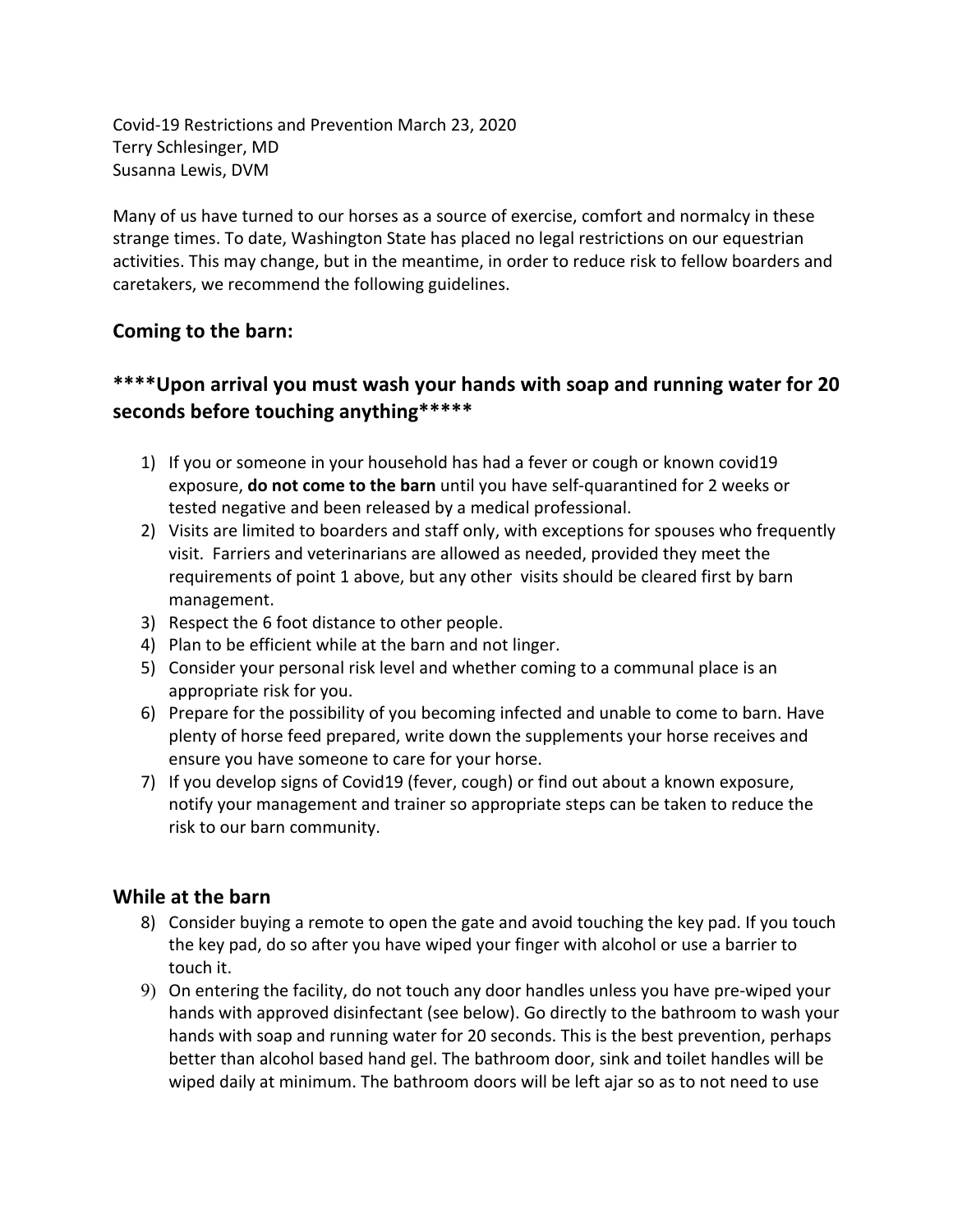Covid-19 Restrictions and Prevention March 23, 2020
Terry Schlesinger, MD
Susanna Lewis, DVM

Many of us have turned to our horses as a source of exercise, comfort and normalcy in these strange times. To date, Washington State has placed no legal restrictions on our equestrian activities. This may change, but in the meantime, in order to reduce risk to fellow boarders and caretakers, we recommend the following guidelines.

## Coming to the barn:

## ****Upon arrival you must wash your hands with soap and running water for 20 seconds before touching anything*****

1) If you or someone in your household has had a fever or cough or known covid19 exposure, **do not come to the barn** until you have self-quarantined for 2 weeks or tested negative and been released by a medical professional.
2) Visits are limited to boarders and staff only, with exceptions for spouses who frequently visit. Farriers and veterinarians are allowed as needed, provided they meet the requirements of point 1 above, but any other visits should be cleared first by barn management.
3) Respect the 6 foot distance to other people.
4) Plan to be efficient while at the barn and not linger.
5) Consider your personal risk level and whether coming to a communal place is an appropriate risk for you.
6) Prepare for the possibility of you becoming infected and unable to come to barn. Have plenty of horse feed prepared, write down the supplements your horse receives and ensure you have someone to care for your horse.
7) If you develop signs of Covid19 (fever, cough) or find out about a known exposure, notify your management and trainer so appropriate steps can be taken to reduce the risk to our barn community.

## While at the barn

8) Consider buying a remote to open the gate and avoid touching the key pad. If you touch the key pad, do so after you have wiped your finger with alcohol or use a barrier to touch it.
9) On entering the facility, do not touch any door handles unless you have pre-wiped your hands with approved disinfectant (see below). Go directly to the bathroom to wash your hands with soap and running water for 20 seconds. This is the best prevention, perhaps better than alcohol based hand gel. The bathroom door, sink and toilet handles will be wiped daily at minimum. The bathroom doors will be left ajar so as to not need to use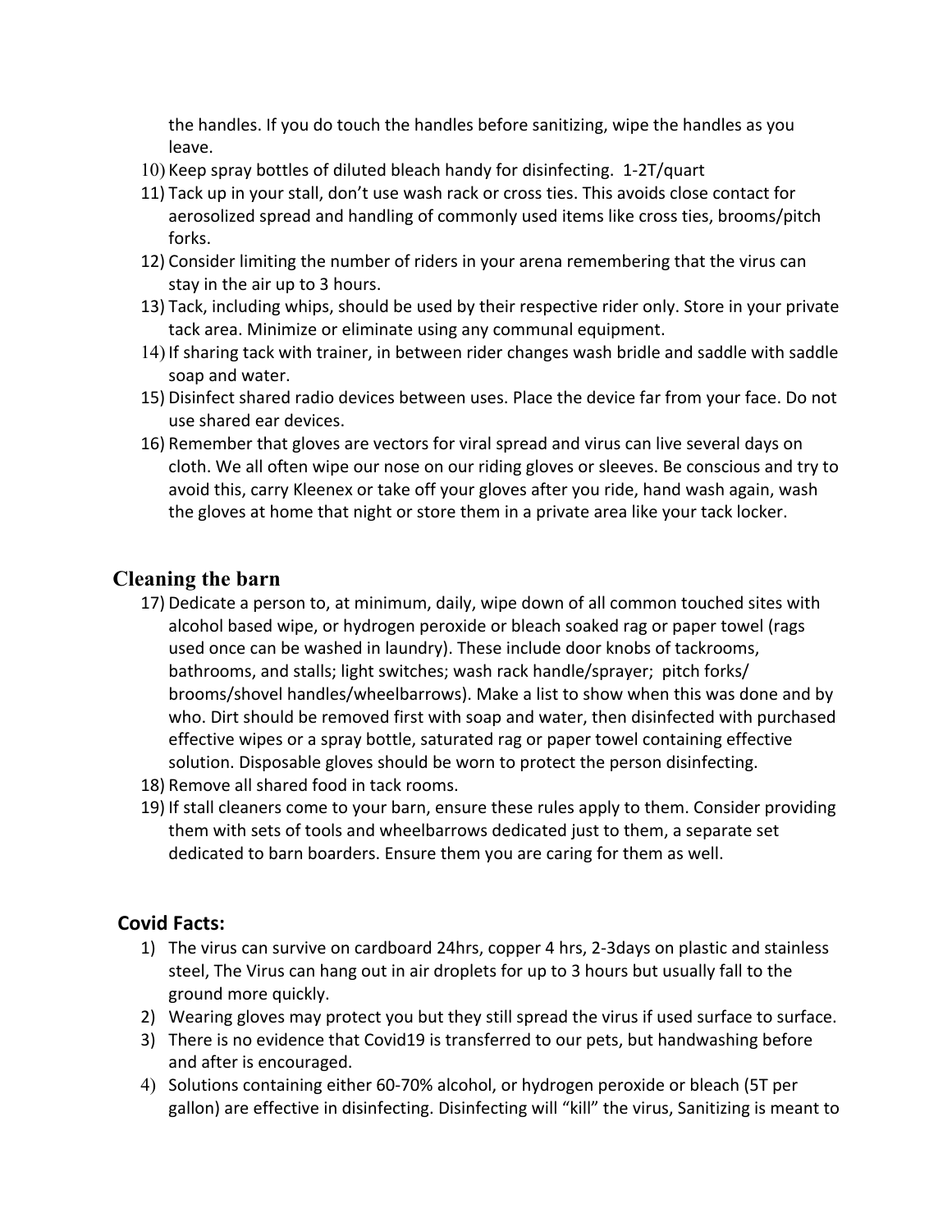the handles. If you do touch the handles before sanitizing, wipe the handles as you leave.

10) Keep spray bottles of diluted bleach handy for disinfecting.  1-2T/quart
11) Tack up in your stall, don't use wash rack or cross ties. This avoids close contact for aerosolized spread and handling of commonly used items like cross ties, brooms/pitch forks.
12) Consider limiting the number of riders in your arena remembering that the virus can stay in the air up to 3 hours.
13) Tack, including whips, should be used by their respective rider only. Store in your private tack area. Minimize or eliminate using any communal equipment.
14) If sharing tack with trainer, in between rider changes wash bridle and saddle with saddle soap and water.
15) Disinfect shared radio devices between uses. Place the device far from your face. Do not use shared ear devices.
16) Remember that gloves are vectors for viral spread and virus can live several days on cloth. We all often wipe our nose on our riding gloves or sleeves. Be conscious and try to avoid this, carry Kleenex or take off your gloves after you ride, hand wash again, wash the gloves at home that night or store them in a private area like your tack locker.

## Cleaning the barn

17) Dedicate a person to, at minimum, daily, wipe down of all common touched sites with alcohol based wipe, or hydrogen peroxide or bleach soaked rag or paper towel (rags used once can be washed in laundry). These include door knobs of tackrooms, bathrooms, and stalls; light switches; wash rack handle/sprayer;  pitch forks/ brooms/shovel handles/wheelbarrows). Make a list to show when this was done and by who. Dirt should be removed first with soap and water, then disinfected with purchased effective wipes or a spray bottle, saturated rag or paper towel containing effective solution. Disposable gloves should be worn to protect the person disinfecting.
18) Remove all shared food in tack rooms.
19) If stall cleaners come to your barn, ensure these rules apply to them. Consider providing them with sets of tools and wheelbarrows dedicated just to them, a separate set dedicated to barn boarders. Ensure them you are caring for them as well.

## Covid Facts:

1) The virus can survive on cardboard 24hrs, copper 4 hrs, 2-3days on plastic and stainless steel, The Virus can hang out in air droplets for up to 3 hours but usually fall to the ground more quickly.
2) Wearing gloves may protect you but they still spread the virus if used surface to surface.
3) There is no evidence that Covid19 is transferred to our pets, but handwashing before and after is encouraged.
4) Solutions containing either 60-70% alcohol, or hydrogen peroxide or bleach (5T per gallon) are effective in disinfecting. Disinfecting will "kill" the virus, Sanitizing is meant to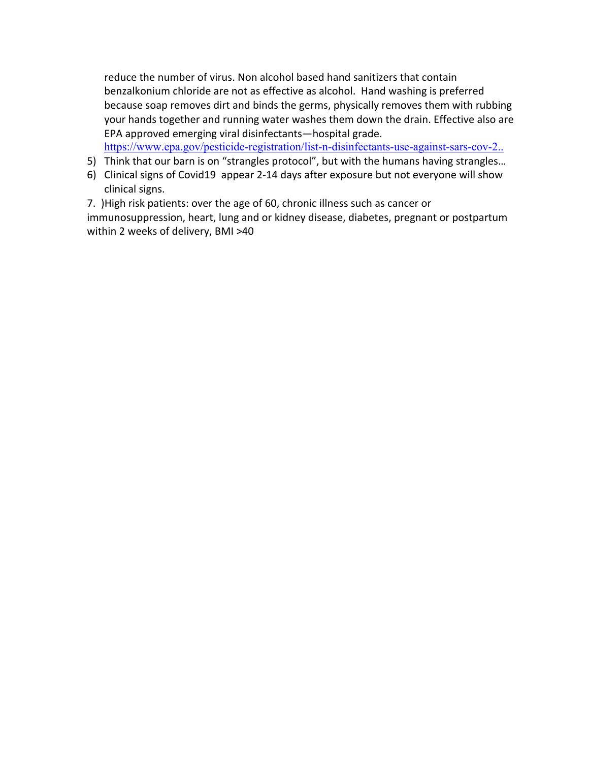reduce the number of virus. Non alcohol based hand sanitizers that contain benzalkonium chloride are not as effective as alcohol. Hand washing is preferred because soap removes dirt and binds the germs, physically removes them with rubbing your hands together and running water washes them down the drain. Effective also are EPA approved emerging viral disinfectants—hospital grade. https://www.epa.gov/pesticide-registration/list-n-disinfectants-use-against-sars-cov-2..

5) Think that our barn is on "strangles protocol", but with the humans having strangles…
6) Clinical signs of Covid19 appear 2-14 days after exposure but not everyone will show clinical signs.

7. )High risk patients: over the age of 60, chronic illness such as cancer or immunosuppression, heart, lung and or kidney disease, diabetes, pregnant or postpartum within 2 weeks of delivery, BMI >40